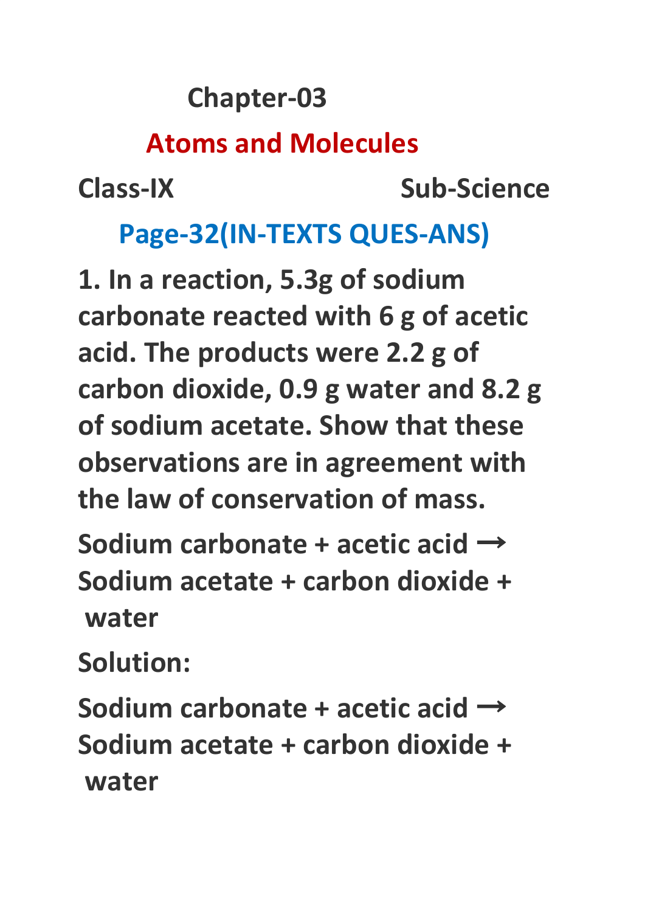# Chapter-03

## Atoms and Molecules

**Class-IX** **Sub-Science**

### Page-32(IN-TEXTS QUES-ANS)

**1. In a reaction, 5.3g of sodium carbonate reacted with 6 g of acetic acid. The products were 2.2 g of carbon dioxide, 0.9 g water and 8.2 g of sodium acetate. Show that these observations are in agreement with the law of conservation of mass.**

**Sodium carbonate + acetic acid → Sodium acetate + carbon dioxide + water**

**Solution:**

**Sodium carbonate + acetic acid → Sodium acetate + carbon dioxide + water**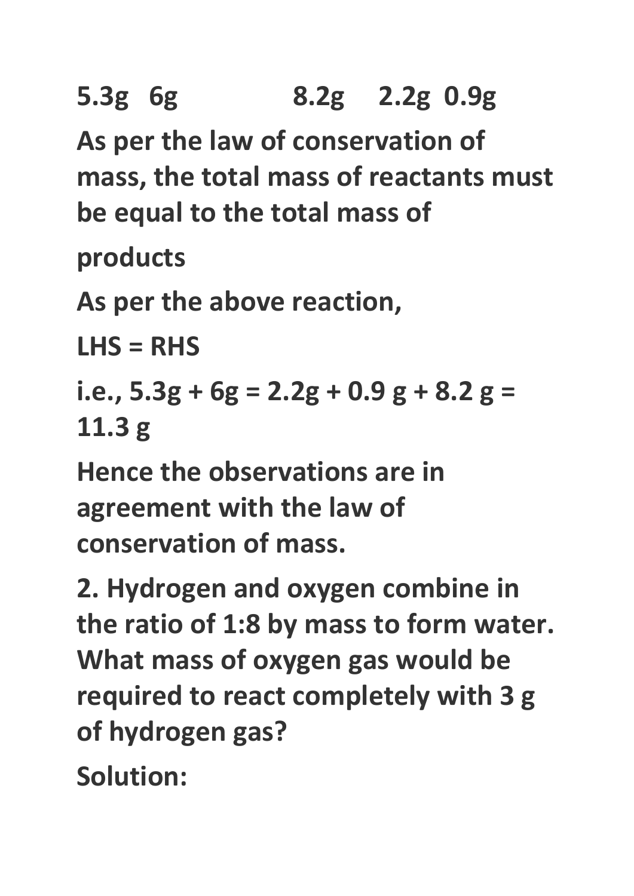**5.3g   6g                8.2g    2.2g  0.9g**

**As per the law of conservation of mass, the total mass of reactants must be equal to the total mass of**

**products**

**As per the above reaction,**

**LHS = RHS**

**i.e., 5.3g + 6g = 2.2g + 0.9 g + 8.2 g = 11.3 g**

**Hence the observations are in agreement with the law of conservation of mass.**

**2. Hydrogen and oxygen combine in the ratio of 1:8 by mass to form water. What mass of oxygen gas would be required to react completely with 3 g of hydrogen gas?**

**Solution:**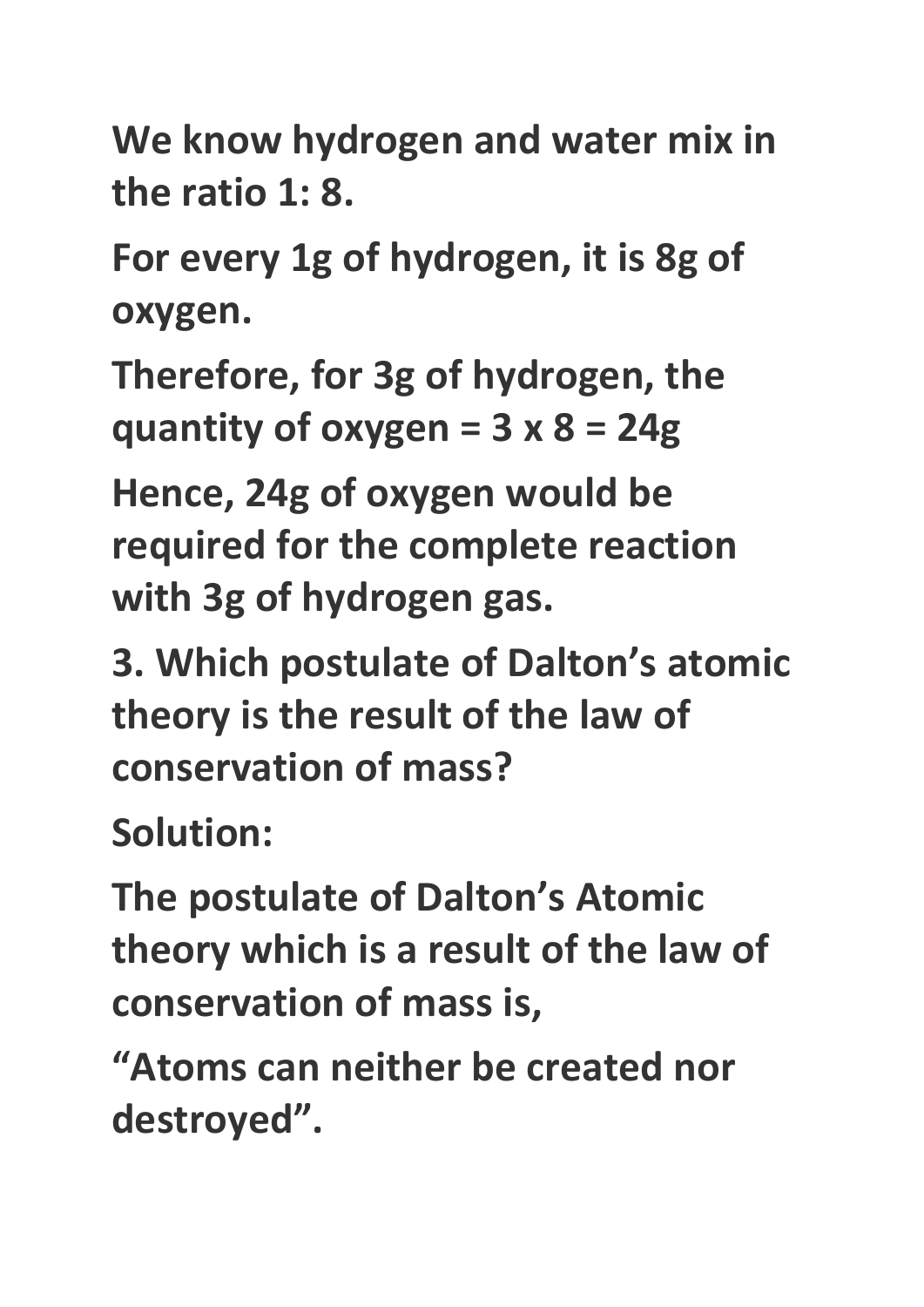**We know hydrogen and water mix in the ratio 1: 8.**

**For every 1g of hydrogen, it is 8g of oxygen.**

**Therefore, for 3g of hydrogen, the quantity of oxygen = 3 x 8 = 24g**

**Hence, 24g of oxygen would be required for the complete reaction with 3g of hydrogen gas.**

**3. Which postulate of Dalton's atomic theory is the result of the law of conservation of mass?**

**Solution:**

**The postulate of Dalton's Atomic theory which is a result of the law of conservation of mass is,**

**"Atoms can neither be created nor destroyed".**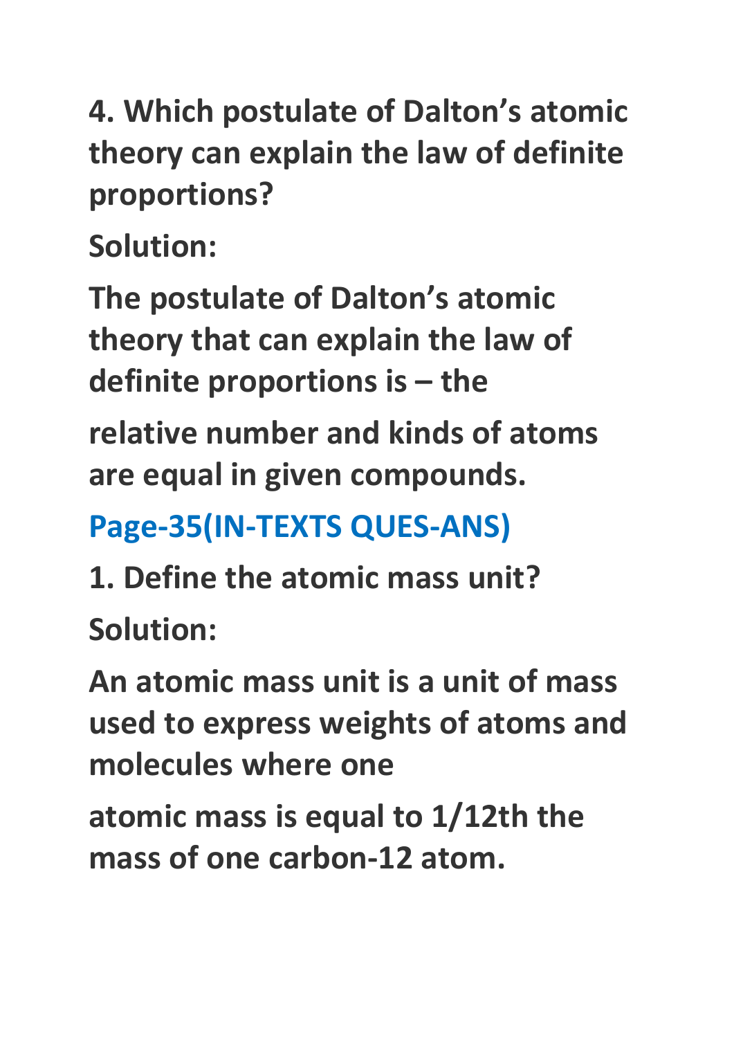**4. Which postulate of Dalton's atomic theory can explain the law of definite proportions?**

**Solution:**

**The postulate of Dalton's atomic theory that can explain the law of definite proportions is – the**

**relative number and kinds of atoms are equal in given compounds.**

## Page-35(IN-TEXTS QUES-ANS)

**1. Define the atomic mass unit?**

**Solution:**

**An atomic mass unit is a unit of mass used to express weights of atoms and molecules where one**

**atomic mass is equal to 1/12th the mass of one carbon-12 atom.**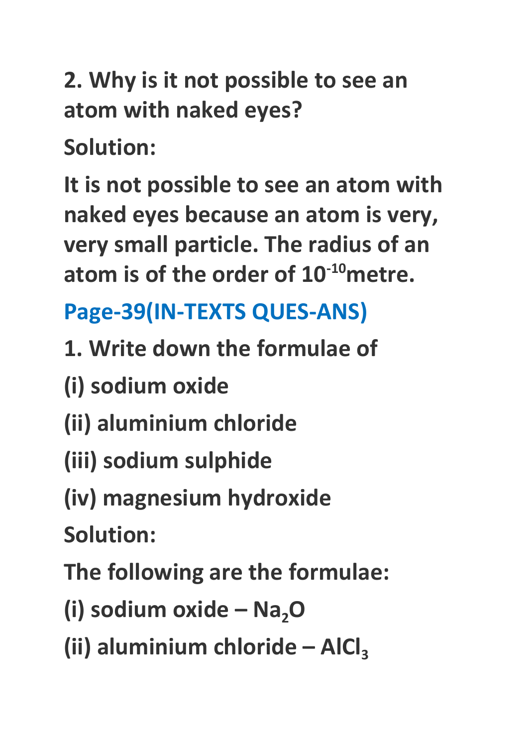**2. Why is it not possible to see an atom with naked eyes?**

**Solution:**

**It is not possible to see an atom with naked eyes because an atom is very, very small particle. The radius of an atom is of the order of $10^{-10}$metre.**

## Page-39(IN-TEXTS QUES-ANS)

**1. Write down the formulae of**

**(i) sodium oxide**

**(ii) aluminium chloride**

**(iii) sodium sulphide**

**(iv) magnesium hydroxide**

**Solution:**

**The following are the formulae:**

**(i) sodium oxide – $Na_2O$**

**(ii) aluminium chloride – $AlCl_3$**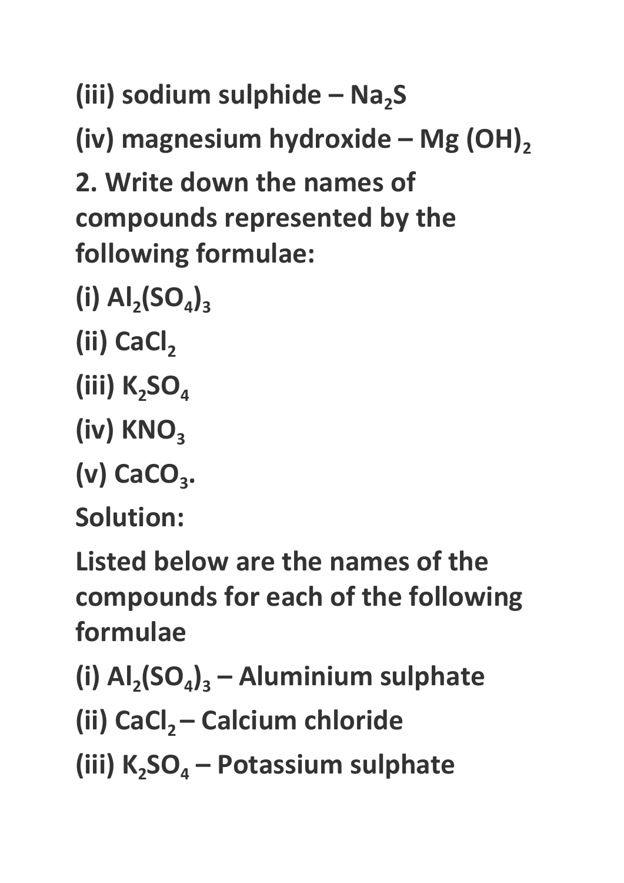**(iii) sodium sulphide – $Na_2S$**

**(iv) magnesium hydroxide – $Mg(OH)_2$**

**2. Write down the names of compounds represented by the following formulae:**

**(i) $Al_2(SO_4)_3$**

**(ii) $CaCl_2$**

**(iii) $K_2SO_4$**

**(iv) $KNO_3$**

**(v) $CaCO_3$.**

**Solution:**

**Listed below are the names of the compounds for each of the following formulae**

**(i) $Al_2(SO_4)_3$ – Aluminium sulphate**

**(ii) $CaCl_2$ – Calcium chloride**

**(iii) $K_2SO_4$ – Potassium sulphate**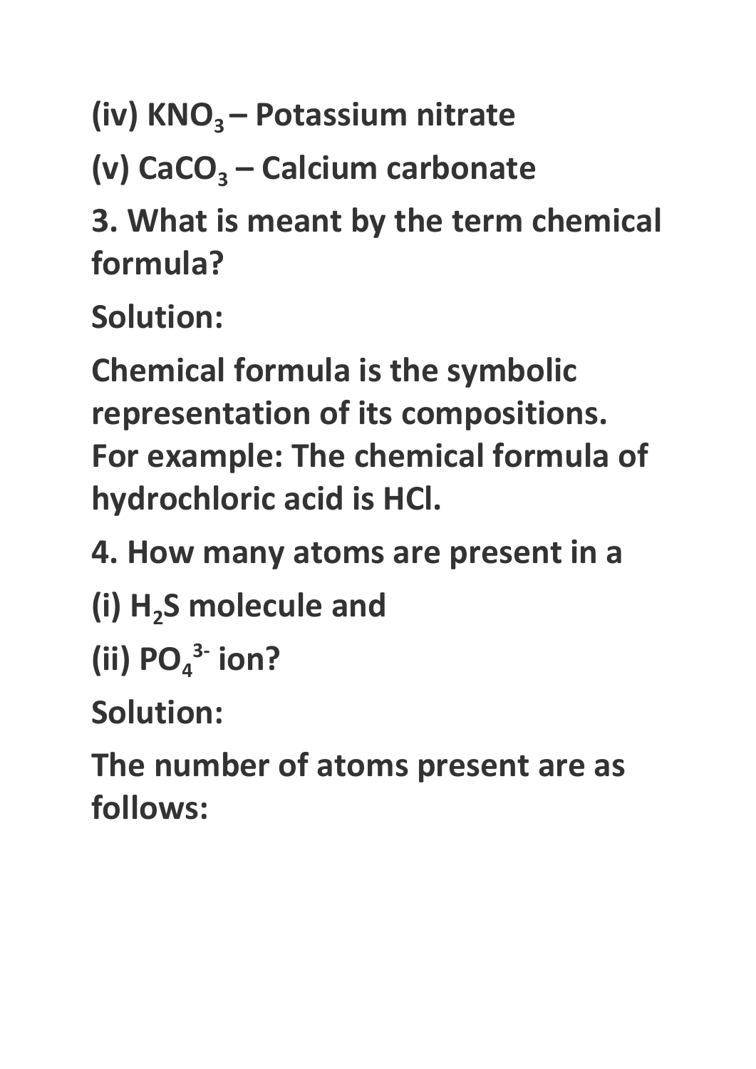**(iv) $KNO_3$ – Potassium nitrate**

**(v) $CaCO_3$ – Calcium carbonate**

**3. What is meant by the term chemical formula?**

**Solution:**

**Chemical formula is the symbolic representation of its compositions. For example: The chemical formula of hydrochloric acid is HCl.**

**4. How many atoms are present in a**

**(i) $H_2S$ molecule and**

**(ii) $PO_4^{3-}$ ion?**

**Solution:**

**The number of atoms present are as follows:**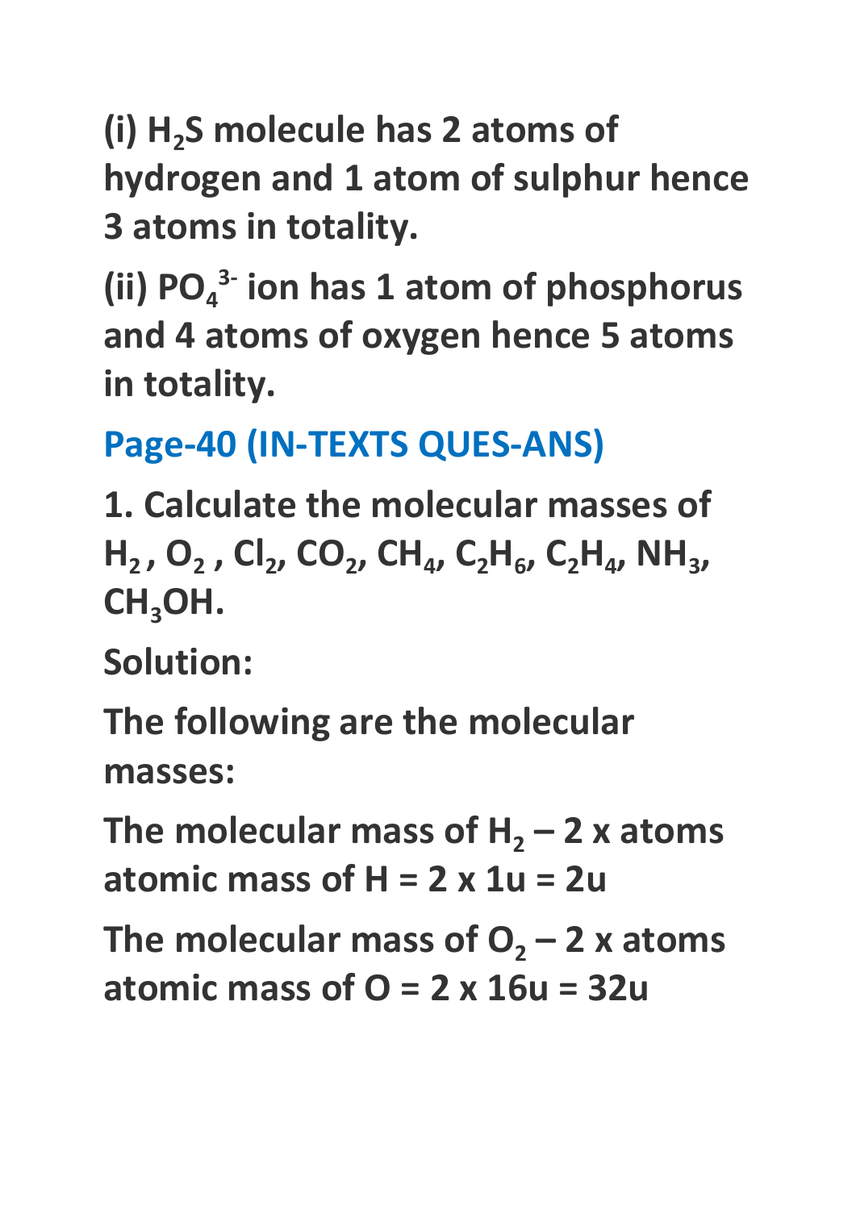**(i) $H_2S$ molecule has 2 atoms of hydrogen and 1 atom of sulphur hence 3 atoms in totality.**

**(ii) $PO_4^{3-}$ ion has 1 atom of phosphorus and 4 atoms of oxygen hence 5 atoms in totality.**

## Page-40 (IN-TEXTS QUES-ANS)

**1. Calculate the molecular masses of $H_2$ , $O_2$ , $Cl_2$, $CO_2$, $CH_4$, $C_2H_6$, $C_2H_4$, $NH_3$, $CH_3OH$.**

**Solution:**

**The following are the molecular masses:**

**The molecular mass of $H_2$ – 2 x atoms atomic mass of H = 2 x 1u = 2u**

**The molecular mass of $O_2$ – 2 x atoms atomic mass of O = 2 x 16u = 32u**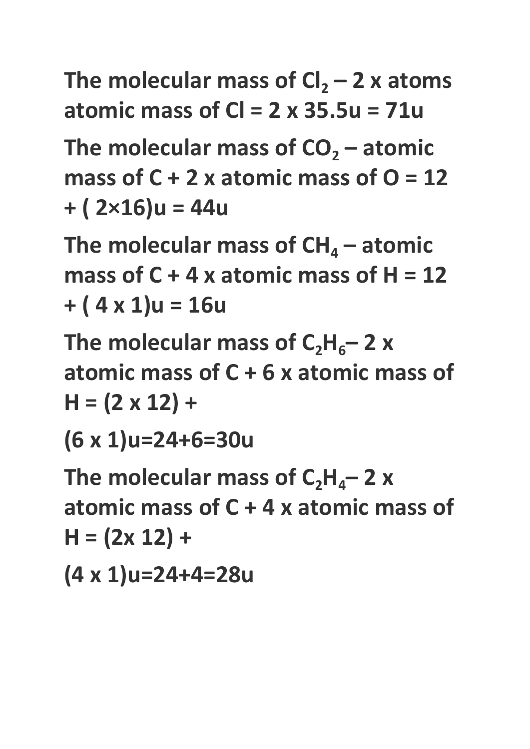**The molecular mass of $Cl_2$ – 2 x atoms atomic mass of Cl = 2 x 35.5u = 71u**

**The molecular mass of $CO_2$ – atomic mass of C + 2 x atomic mass of O = 12 + ( 2×16)u = 44u**

**The molecular mass of $CH_4$ – atomic mass of C + 4 x atomic mass of H = 12 + ( 4 x 1)u = 16u**

**The molecular mass of $C_2H_6$– 2 x atomic mass of C + 6 x atomic mass of H = (2 x 12) +**

**(6 x 1)u=24+6=30u**

**The molecular mass of $C_2H_4$– 2 x atomic mass of C + 4 x atomic mass of H = (2x 12) +**

**(4 x 1)u=24+4=28u**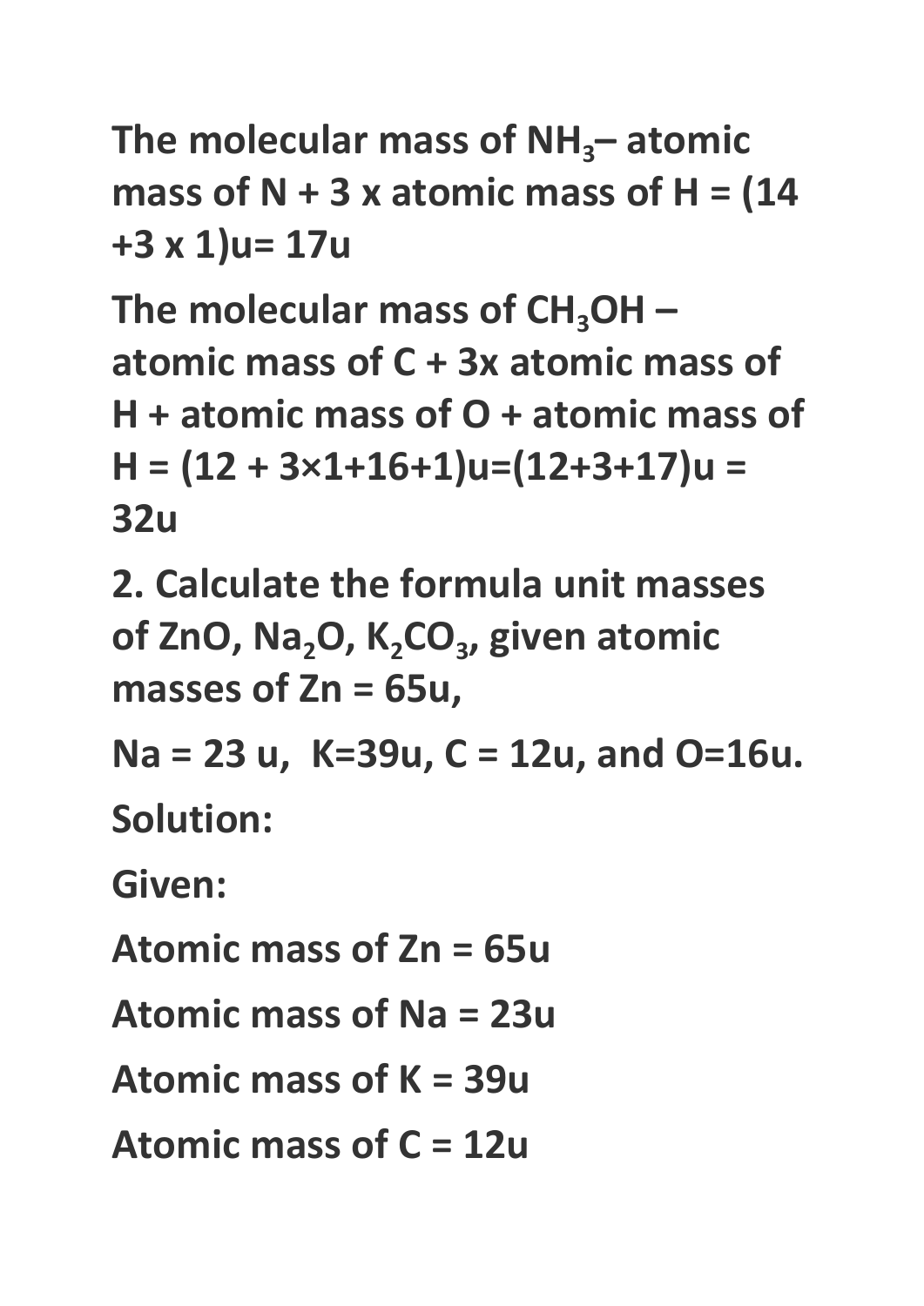**The molecular mass of $NH_3$– atomic mass of N + 3 x atomic mass of H = (14 +3 x 1)u= 17u**

**The molecular mass of $CH_3OH$ – atomic mass of C + 3x atomic mass of H + atomic mass of O + atomic mass of H = (12 + 3×1+16+1)u=(12+3+17)u = 32u**

**2. Calculate the formula unit masses of ZnO, $Na_2O$, $K_2CO_3$, given atomic masses of Zn = 65u,**

**Na = 23 u, K=39u, C = 12u, and O=16u.**

**Solution:**

**Given:**

**Atomic mass of Zn = 65u**

**Atomic mass of Na = 23u**

**Atomic mass of K = 39u**

**Atomic mass of C = 12u**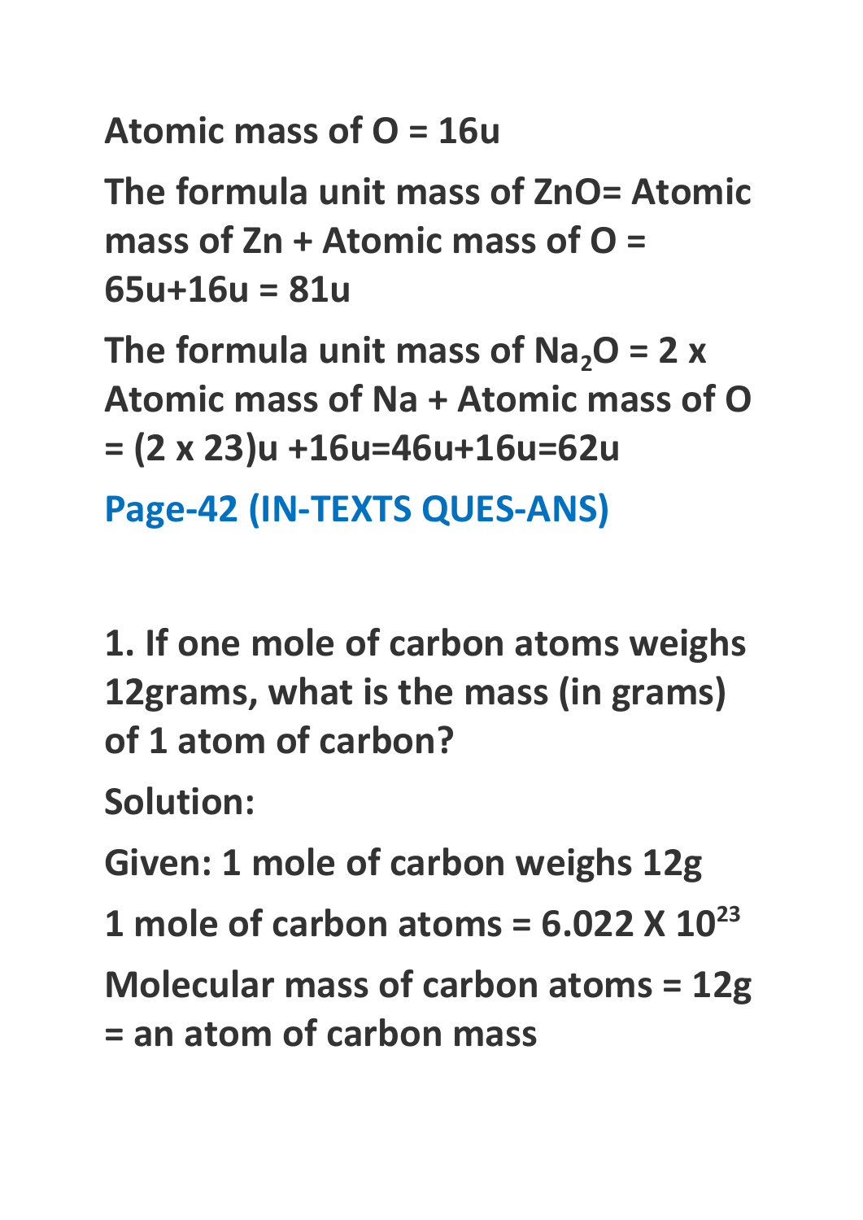**Atomic mass of O = 16u**

**The formula unit mass of ZnO= Atomic mass of Zn + Atomic mass of O = 65u+16u = 81u**

**The formula unit mass of $Na_2O$ = 2 x Atomic mass of Na + Atomic mass of O = (2 x 23)u +16u=46u+16u=62u**

## Page-42 (IN-TEXTS QUES-ANS)

**1. If one mole of carbon atoms weighs 12grams, what is the mass (in grams) of 1 atom of carbon?**

**Solution:**

**Given: 1 mole of carbon weighs 12g**

**1 mole of carbon atoms = $6.022 \times 10^{23}$**

**Molecular mass of carbon atoms = 12g = an atom of carbon mass**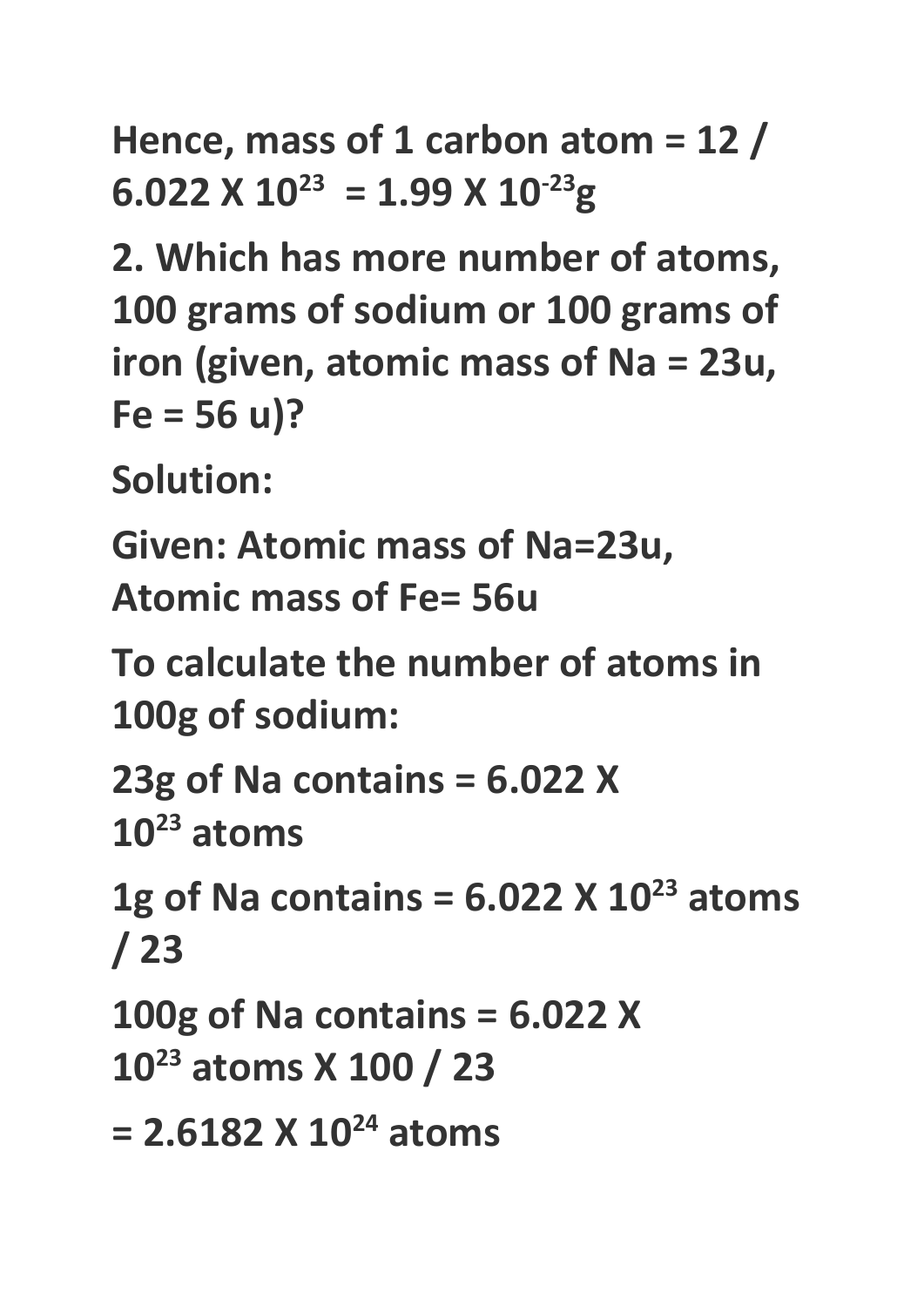**Hence, mass of 1 carbon atom = 12 / $6.022 \times 10^{23}$ = $1.99 \times 10^{-23}$g**

**2. Which has more number of atoms, 100 grams of sodium or 100 grams of iron (given, atomic mass of Na = 23u, Fe = 56 u)?**

**Solution:**

**Given: Atomic mass of Na=23u, Atomic mass of Fe= 56u**

**To calculate the number of atoms in 100g of sodium:**

**23g of Na contains = $6.022 \times 10^{23}$ atoms**

**1g of Na contains = $6.022 \times 10^{23}$ atoms / 23**

**100g of Na contains = $6.022 \times 10^{23}$ atoms X 100 / 23**

**= $2.6182 \times 10^{24}$ atoms**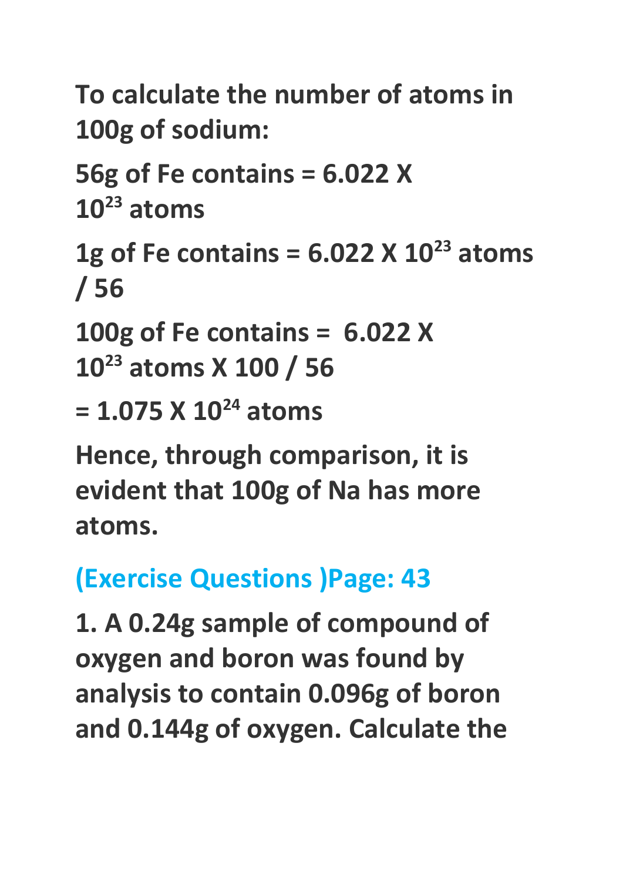**To calculate the number of atoms in 100g of sodium:**

**56g of Fe contains = $6.022 \times 10^{23}$ atoms**

**1g of Fe contains = $6.022 \times 10^{23}$ atoms / 56**

**100g of Fe contains = $6.022 \times 10^{23}$ atoms X 100 / 56**

**= $1.075 \times 10^{24}$ atoms**

**Hence, through comparison, it is evident that 100g of Na has more atoms.**

## (Exercise Questions )Page: 43

**1. A 0.24g sample of compound of oxygen and boron was found by analysis to contain 0.096g of boron and 0.144g of oxygen. Calculate the**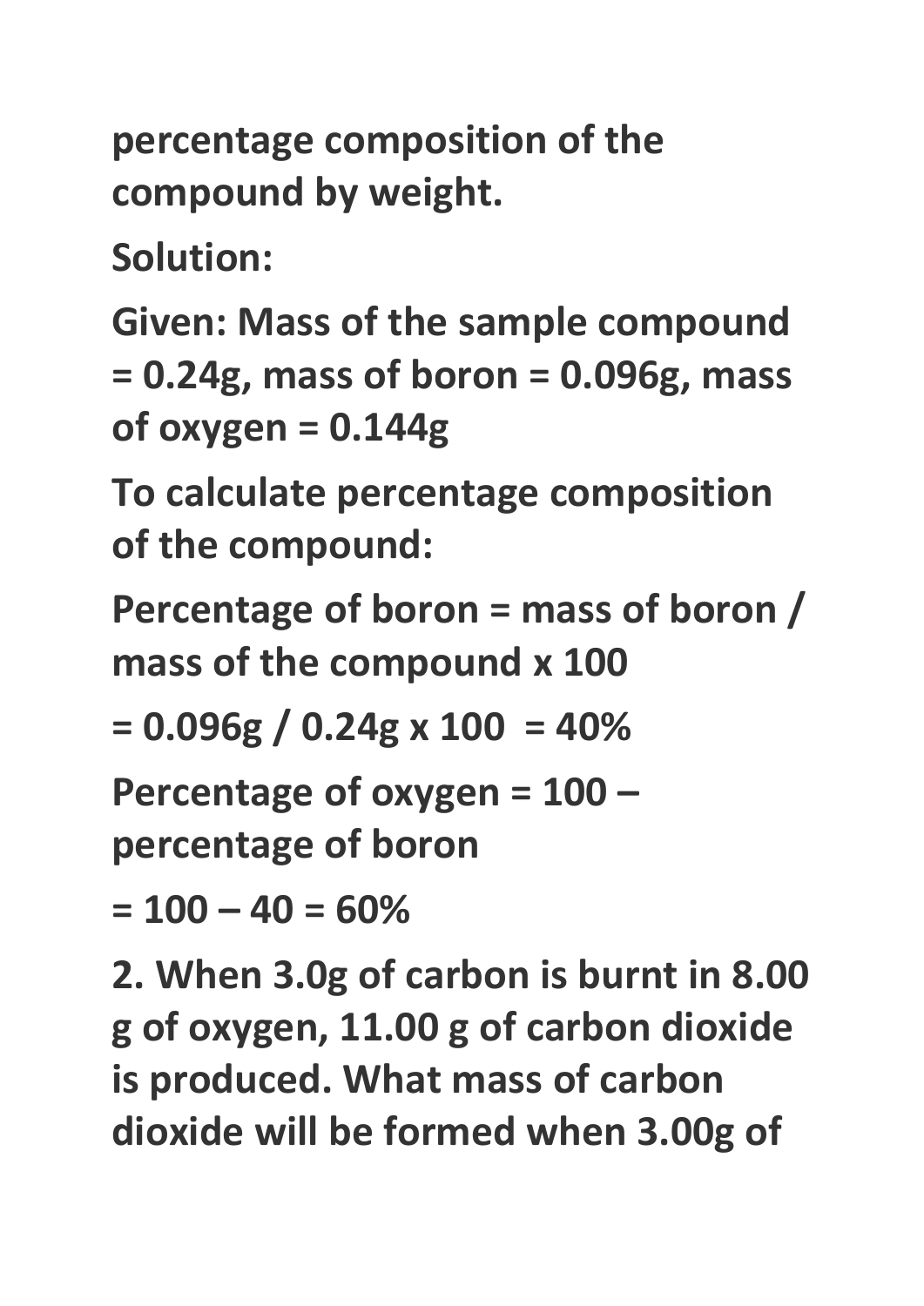**percentage composition of the compound by weight.**

**Solution:**

**Given: Mass of the sample compound = 0.24g, mass of boron = 0.096g, mass of oxygen = 0.144g**

**To calculate percentage composition of the compound:**

**Percentage of boron = mass of boron / mass of the compound x 100**

**= 0.096g / 0.24g x 100 = 40%**

**Percentage of oxygen = 100 – percentage of boron**

**= 100 – 40 = 60%**

**2. When 3.0g of carbon is burnt in 8.00 g of oxygen, 11.00 g of carbon dioxide is produced. What mass of carbon dioxide will be formed when 3.00g of**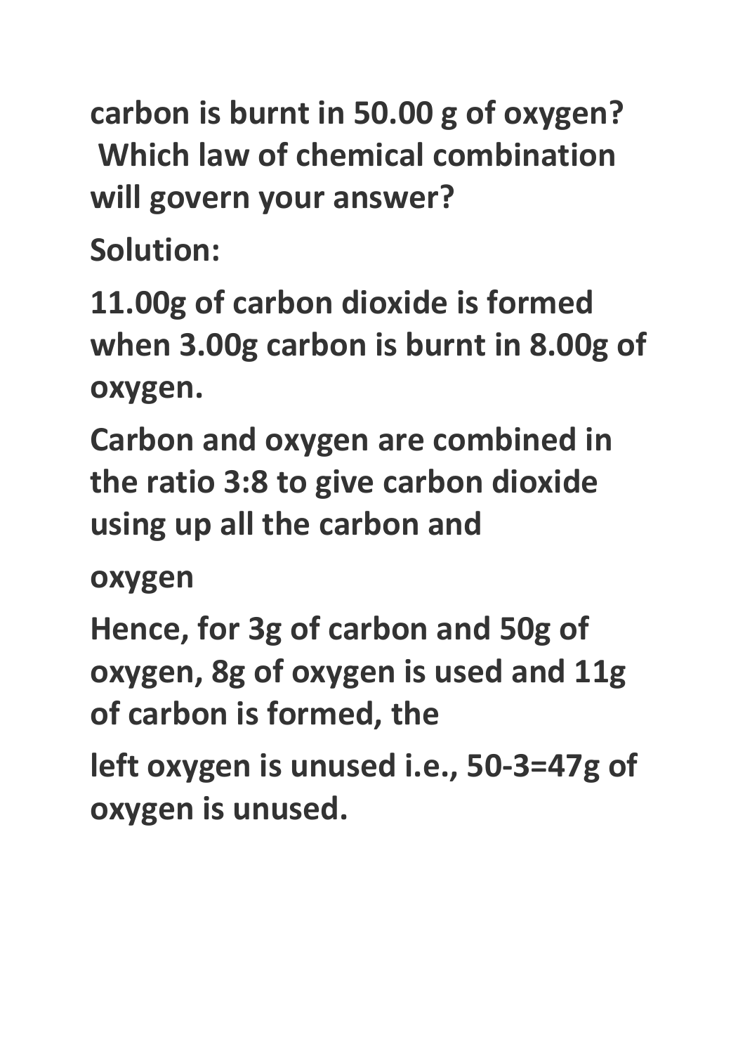**carbon is burnt in 50.00 g of oxygen? Which law of chemical combination will govern your answer?**

**Solution:**

**11.00g of carbon dioxide is formed when 3.00g carbon is burnt in 8.00g of oxygen.**

**Carbon and oxygen are combined in the ratio 3:8 to give carbon dioxide using up all the carbon and**

**oxygen**

**Hence, for 3g of carbon and 50g of oxygen, 8g of oxygen is used and 11g of carbon is formed, the**

**left oxygen is unused i.e., 50-3=47g of oxygen is unused.**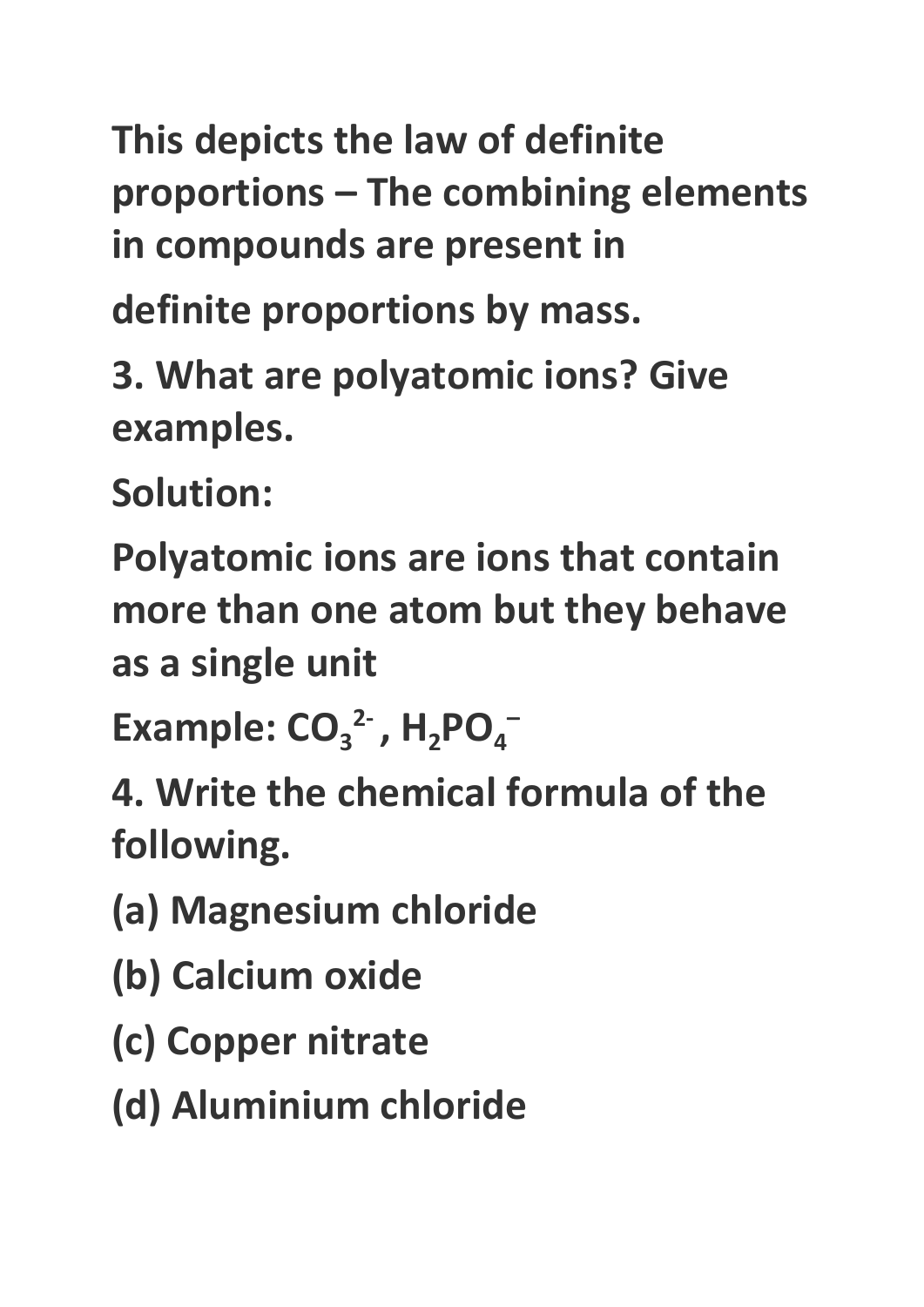**This depicts the law of definite proportions – The combining elements in compounds are present in definite proportions by mass.**

**3. What are polyatomic ions? Give examples.**

**Solution:**

**Polyatomic ions are ions that contain more than one atom but they behave as a single unit**

**Example: $CO_3^{2-}$, $H_2PO_4^{-}$**

**4. Write the chemical formula of the following.**

**(a) Magnesium chloride**

**(b) Calcium oxide**

**(c) Copper nitrate**

**(d) Aluminium chloride**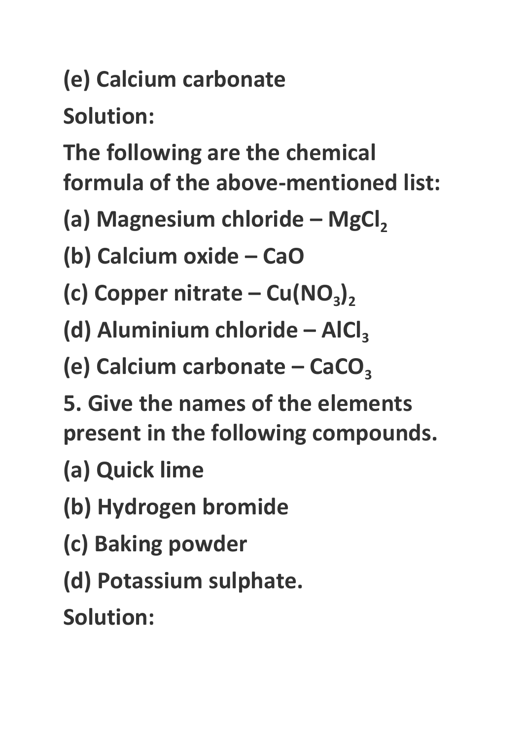**(e) Calcium carbonate**

**Solution:**

**The following are the chemical formula of the above-mentioned list:**

**(a) Magnesium chloride – $MgCl_2$**

**(b) Calcium oxide – $CaO$**

**(c) Copper nitrate – $Cu(NO_3)_2$**

**(d) Aluminium chloride – $AlCl_3$**

**(e) Calcium carbonate – $CaCO_3$**

**5. Give the names of the elements present in the following compounds.**

**(a) Quick lime**

**(b) Hydrogen bromide**

**(c) Baking powder**

**(d) Potassium sulphate.**

**Solution:**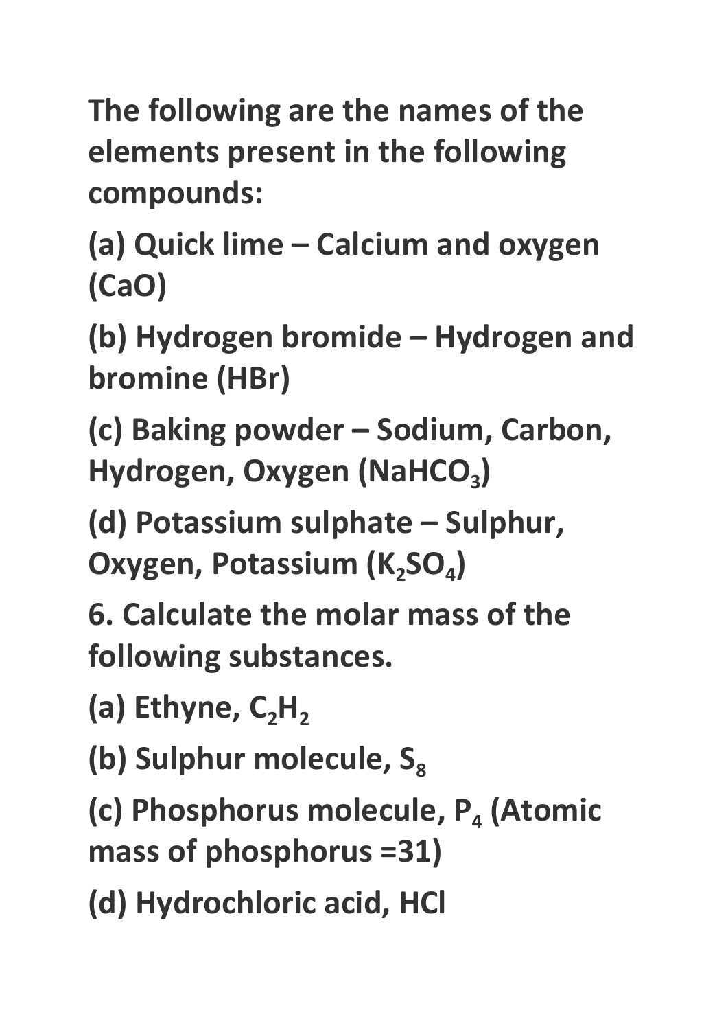**The following are the names of the elements present in the following compounds:**

**(a) Quick lime – Calcium and oxygen ($CaO$)**

**(b) Hydrogen bromide – Hydrogen and bromine ($HBr$)**

**(c) Baking powder – Sodium, Carbon, Hydrogen, Oxygen ($NaHCO_3$)**

**(d) Potassium sulphate – Sulphur, Oxygen, Potassium ($K_2SO_4$)**

**6. Calculate the molar mass of the following substances.**

**(a) Ethyne, $C_2H_2$**

**(b) Sulphur molecule, $S_8$**

**(c) Phosphorus molecule, $P_4$ (Atomic mass of phosphorus =31)**

**(d) Hydrochloric acid, $HCl$**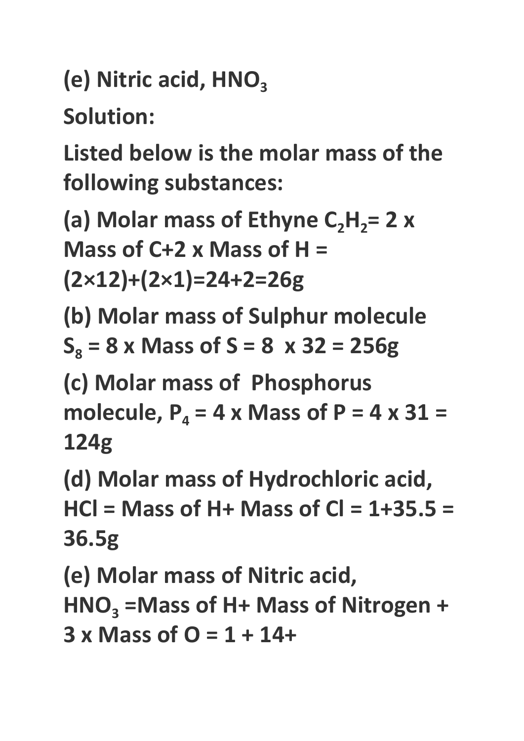**(e) Nitric acid, $HNO_3$**

**Solution:**

**Listed below is the molar mass of the following substances:**

**(a) Molar mass of Ethyne $C_2H_2$= 2 x Mass of C+2 x Mass of H = (2×12)+(2×1)=24+2=26g**

**(b) Molar mass of Sulphur molecule $S_8$ = 8 x Mass of S = 8 x 32 = 256g**

**(c) Molar mass of Phosphorus molecule, $P_4$ = 4 x Mass of P = 4 x 31 = 124g**

**(d) Molar mass of Hydrochloric acid, HCl = Mass of H+ Mass of Cl = 1+35.5 = 36.5g**

**(e) Molar mass of Nitric acid, $HNO_3$ =Mass of H+ Mass of Nitrogen + 3 x Mass of O = 1 + 14+**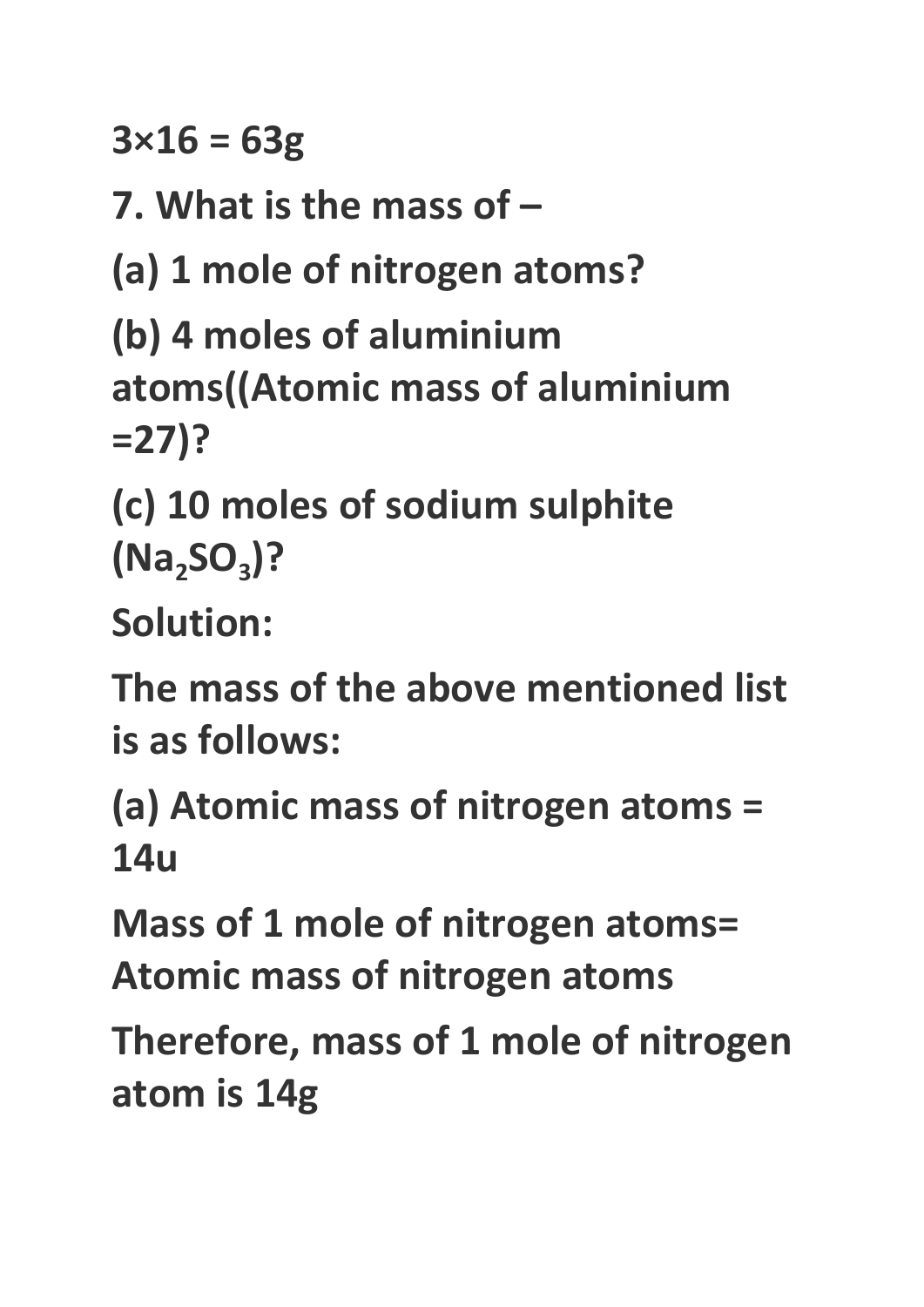**3×16 = 63g**

**7. What is the mass of –**

**(a) 1 mole of nitrogen atoms?**

**(b) 4 moles of aluminium atoms((Atomic mass of aluminium =27)?**

**(c) 10 moles of sodium sulphite ($Na_2SO_3$)?**

**Solution:**

**The mass of the above mentioned list is as follows:**

**(a) Atomic mass of nitrogen atoms = 14u**

**Mass of 1 mole of nitrogen atoms= Atomic mass of nitrogen atoms**

**Therefore, mass of 1 mole of nitrogen atom is 14g**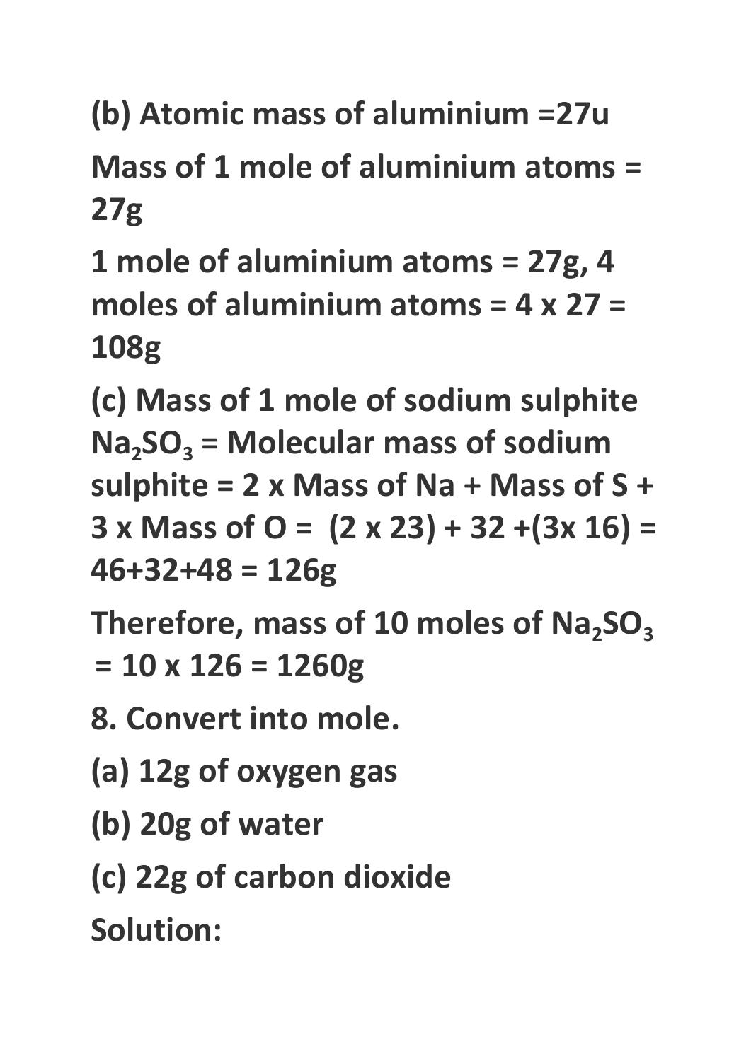**(b) Atomic mass of aluminium =27u**

**Mass of 1 mole of aluminium atoms = 27g**

**1 mole of aluminium atoms = 27g, 4 moles of aluminium atoms = 4 x 27 = 108g**

**(c) Mass of 1 mole of sodium sulphite $Na_2SO_3$ = Molecular mass of sodium sulphite = 2 x Mass of Na + Mass of S + 3 x Mass of O = (2 x 23) + 32 +(3x 16) = 46+32+48 = 126g**

**Therefore, mass of 10 moles of $Na_2SO_3$ = 10 x 126 = 1260g**

**8. Convert into mole.**

**(a) 12g of oxygen gas**

**(b) 20g of water**

**(c) 22g of carbon dioxide**

**Solution:**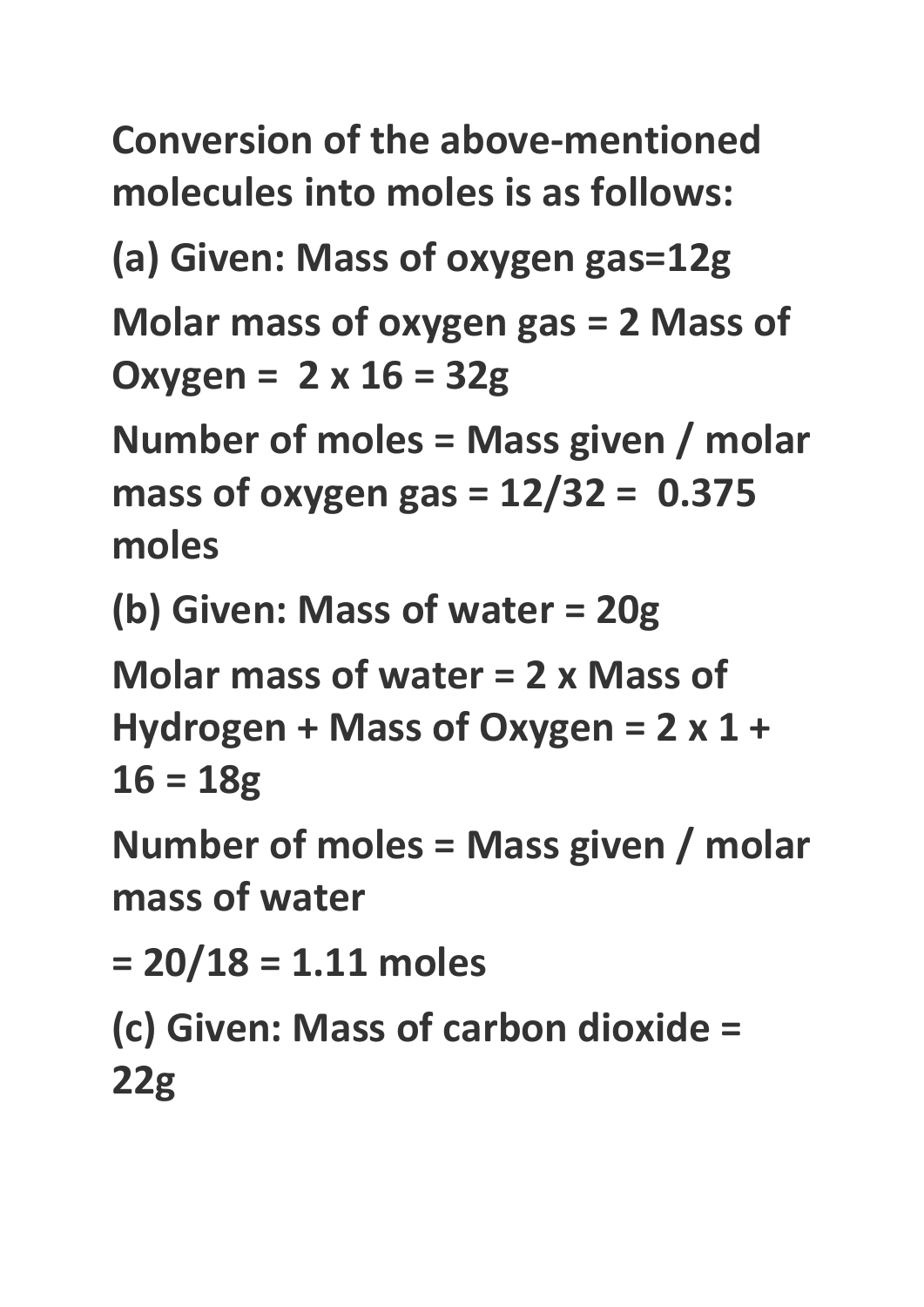**Conversion of the above-mentioned molecules into moles is as follows:**

**(a) Given: Mass of oxygen gas=12g**

**Molar mass of oxygen gas = 2 Mass of Oxygen = $2 \times 16 = 32$g**

**Number of moles = Mass given / molar mass of oxygen gas = $12/32 = 0.375$ moles**

**(b) Given: Mass of water = 20g**

**Molar mass of water = 2 x Mass of Hydrogen + Mass of Oxygen = $2 \times 1 + 16 = 18$g**

**Number of moles = Mass given / molar mass of water**

**= $20/18 = 1.11$ moles**

**(c) Given: Mass of carbon dioxide = 22g**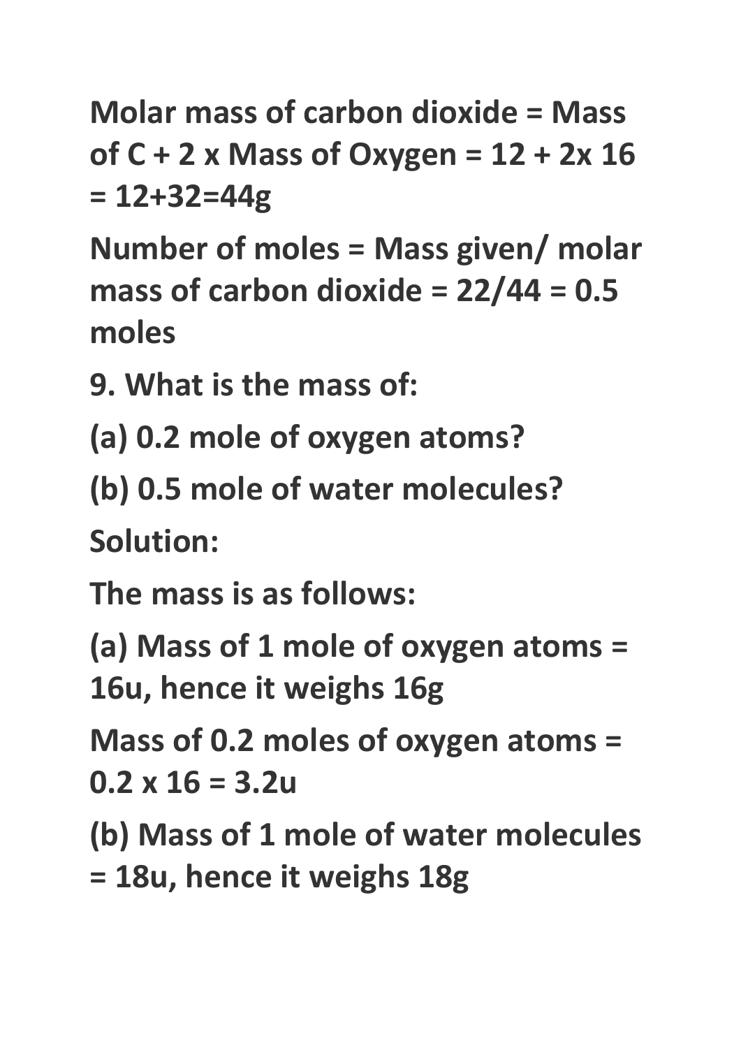**Molar mass of carbon dioxide = Mass of C + 2 x Mass of Oxygen = 12 + 2x 16 = 12+32=44g**

**Number of moles = Mass given/ molar mass of carbon dioxide = 22/44 = 0.5 moles**

**9. What is the mass of:**

**(a) 0.2 mole of oxygen atoms?**

**(b) 0.5 mole of water molecules?**

**Solution:**

**The mass is as follows:**

**(a) Mass of 1 mole of oxygen atoms = 16u, hence it weighs 16g**

**Mass of 0.2 moles of oxygen atoms = 0.2 x 16 = 3.2u**

**(b) Mass of 1 mole of water molecules = 18u, hence it weighs 18g**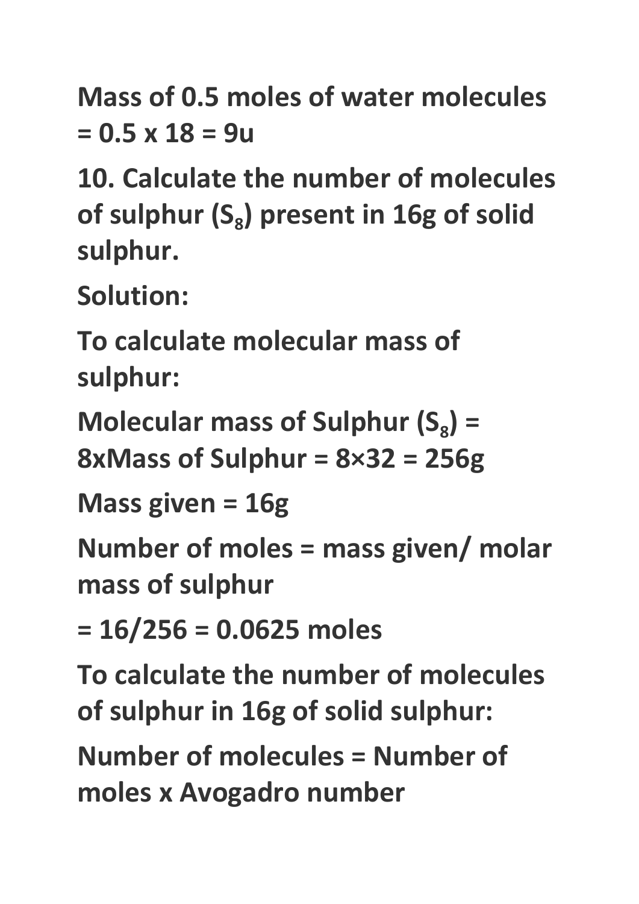**Mass of 0.5 moles of water molecules = 0.5 x 18 = 9u**

**10. Calculate the number of molecules of sulphur ($S_8$) present in 16g of solid sulphur.**

**Solution:**

**To calculate molecular mass of sulphur:**

**Molecular mass of Sulphur ($S_8$) = 8xMass of Sulphur = 8×32 = 256g**

**Mass given = 16g**

**Number of moles = mass given/ molar mass of sulphur**

**= 16/256 = 0.0625 moles**

**To calculate the number of molecules of sulphur in 16g of solid sulphur:**

**Number of molecules = Number of moles x Avogadro number**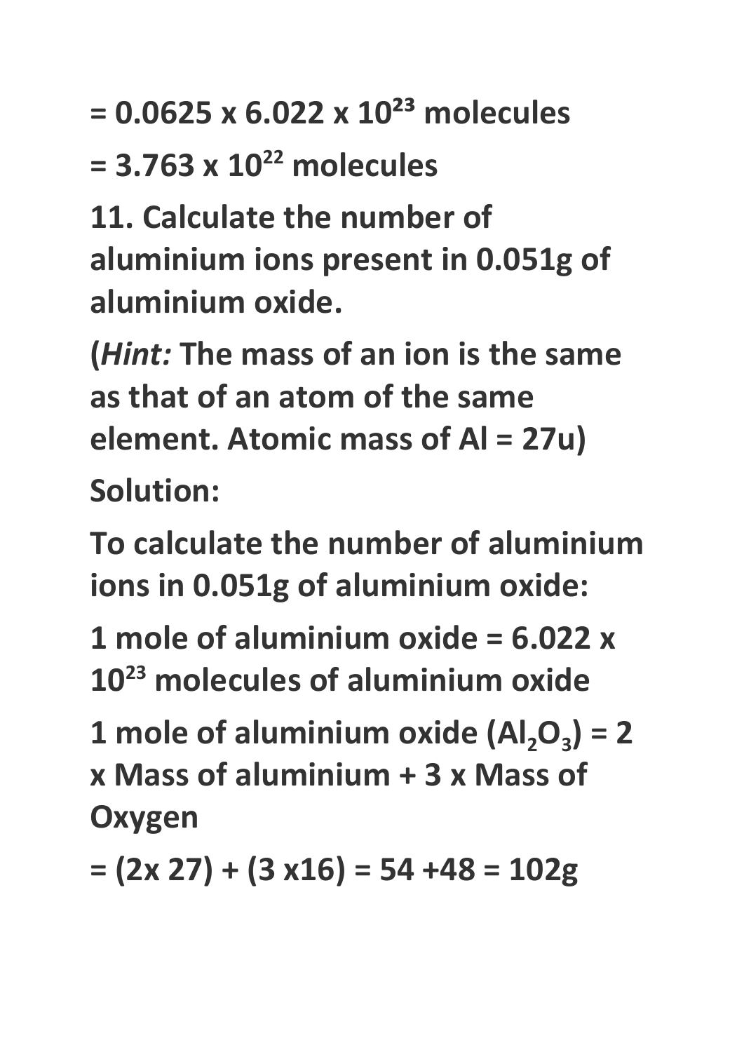**= 0.0625 x 6.022 x $10^{23}$ molecules**

**= 3.763 x $10^{22}$ molecules**

**11. Calculate the number of aluminium ions present in 0.051g of aluminium oxide.**

**(*Hint:* The mass of an ion is the same as that of an atom of the same element. Atomic mass of Al = 27u)**

**Solution:**

**To calculate the number of aluminium ions in 0.051g of aluminium oxide:**

**1 mole of aluminium oxide = 6.022 x $10^{23}$ molecules of aluminium oxide**

**1 mole of aluminium oxide ($Al_2O_3$) = 2 x Mass of aluminium + 3 x Mass of Oxygen**

**= (2x 27) + (3 x16) = 54 +48 = 102g**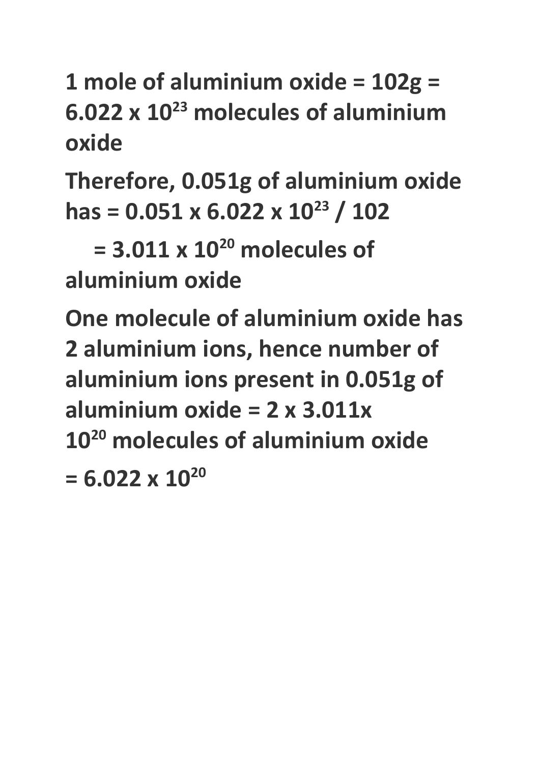**1 mole of aluminium oxide = 102g = $6.022 \times 10^{23}$ molecules of aluminium oxide**

**Therefore, 0.051g of aluminium oxide has = $0.051 \times 6.022 \times 10^{23} / 102$**

**= $3.011 \times 10^{20}$ molecules of aluminium oxide**

**One molecule of aluminium oxide has 2 aluminium ions, hence number of aluminium ions present in 0.051g of aluminium oxide = $2 \times 3.011 \times 10^{20}$ molecules of aluminium oxide**

**= $6.022 \times 10^{20}$**